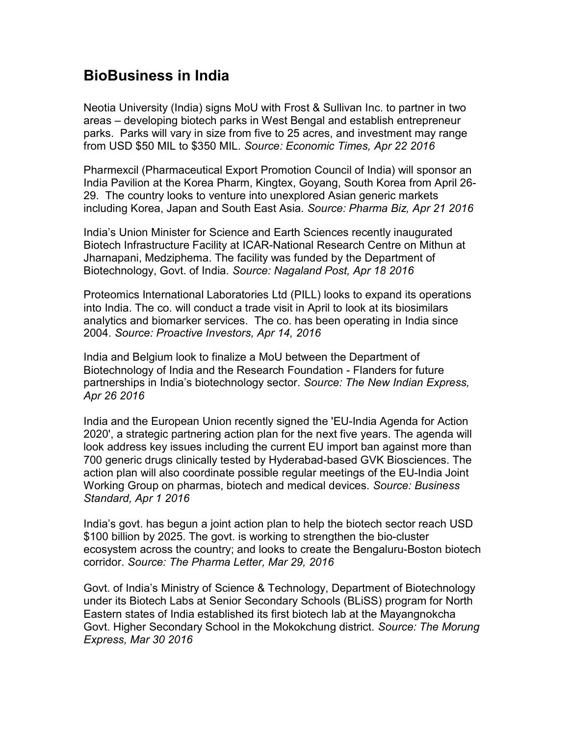# BioBusiness in India

Neotia University (India) signs MoU with Frost & Sullivan Inc. to partner in two areas – developing biotech parks in West Bengal and establish entrepreneur parks. Parks will vary in size from five to 25 acres, and investment may range from USD $50 MIL to $350 MIL. *Source: Economic Times, Apr 22 2016*

Pharmexcil (Pharmaceutical Export Promotion Council of India) will sponsor an India Pavilion at the Korea Pharm, Kingtex, Goyang, South Korea from April 26-29. The country looks to venture into unexplored Asian generic markets including Korea, Japan and South East Asia. *Source: Pharma Biz, Apr 21 2016*

India's Union Minister for Science and Earth Sciences recently inaugurated Biotech Infrastructure Facility at ICAR-National Research Centre on Mithun at Jharnapani, Medziphema. The facility was funded by the Department of Biotechnology, Govt. of India. *Source: Nagaland Post, Apr 18 2016*

Proteomics International Laboratories Ltd (PILL) looks to expand its operations into India. The co. will conduct a trade visit in April to look at its biosimilars analytics and biomarker services. The co. has been operating in India since 2004. *Source: Proactive Investors, Apr 14, 2016*

India and Belgium look to finalize a MoU between the Department of Biotechnology of India and the Research Foundation - Flanders for future partnerships in India's biotechnology sector. *Source: The New Indian Express, Apr 26 2016*

India and the European Union recently signed the 'EU-India Agenda for Action 2020', a strategic partnering action plan for the next five years. The agenda will look address key issues including the current EU import ban against more than 700 generic drugs clinically tested by Hyderabad-based GVK Biosciences. The action plan will also coordinate possible regular meetings of the EU-India Joint Working Group on pharmas, biotech and medical devices. *Source: Business Standard, Apr 1 2016*

India's govt. has begun a joint action plan to help the biotech sector reach USD $100 billion by 2025. The govt. is working to strengthen the bio-cluster ecosystem across the country; and looks to create the Bengaluru-Boston biotech corridor. *Source: The Pharma Letter, Mar 29, 2016*

Govt. of India's Ministry of Science & Technology, Department of Biotechnology under its Biotech Labs at Senior Secondary Schools (BLiSS) program for North Eastern states of India established its first biotech lab at the Mayangnokcha Govt. Higher Secondary School in the Mokokchung district. *Source: The Morung Express, Mar 30 2016*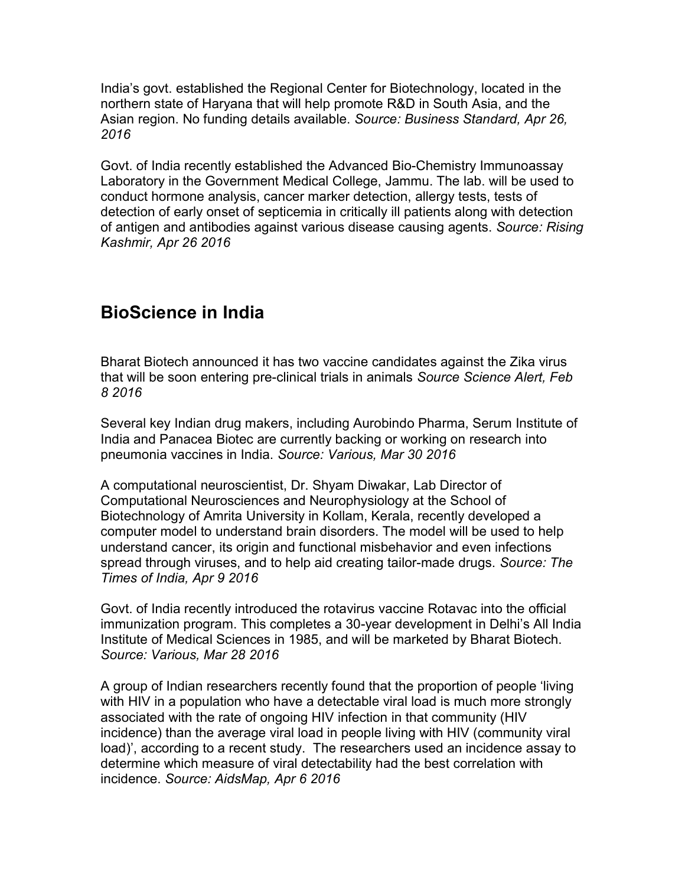India’s govt. established the Regional Center for Biotechnology, located in the northern state of Haryana that will help promote R&D in South Asia, and the Asian region. No funding details available. *Source: Business Standard, Apr 26, 2016*

Govt. of India recently established the Advanced Bio-Chemistry Immunoassay Laboratory in the Government Medical College, Jammu. The lab. will be used to conduct hormone analysis, cancer marker detection, allergy tests, tests of detection of early onset of septicemia in critically ill patients along with detection of antigen and antibodies against various disease causing agents. *Source: Rising Kashmir, Apr 26 2016*

## BioScience in India

Bharat Biotech announced it has two vaccine candidates against the Zika virus that will be soon entering pre-clinical trials in animals *Source Science Alert, Feb 8 2016*

Several key Indian drug makers, including Aurobindo Pharma, Serum Institute of India and Panacea Biotec are currently backing or working on research into pneumonia vaccines in India. *Source: Various, Mar 30 2016*

A computational neuroscientist, Dr. Shyam Diwakar, Lab Director of Computational Neurosciences and Neurophysiology at the School of Biotechnology of Amrita University in Kollam, Kerala, recently developed a computer model to understand brain disorders. The model will be used to help understand cancer, its origin and functional misbehavior and even infections spread through viruses, and to help aid creating tailor-made drugs. *Source: The Times of India, Apr 9 2016*

Govt. of India recently introduced the rotavirus vaccine Rotavac into the official immunization program. This completes a 30-year development in Delhi’s All India Institute of Medical Sciences in 1985, and will be marketed by Bharat Biotech. *Source: Various, Mar 28 2016*

A group of Indian researchers recently found that the proportion of people ‘living with HIV in a population who have a detectable viral load is much more strongly associated with the rate of ongoing HIV infection in that community (HIV incidence) than the average viral load in people living with HIV (community viral load)’, according to a recent study. The researchers used an incidence assay to determine which measure of viral detectability had the best correlation with incidence. *Source: AidsMap, Apr 6 2016*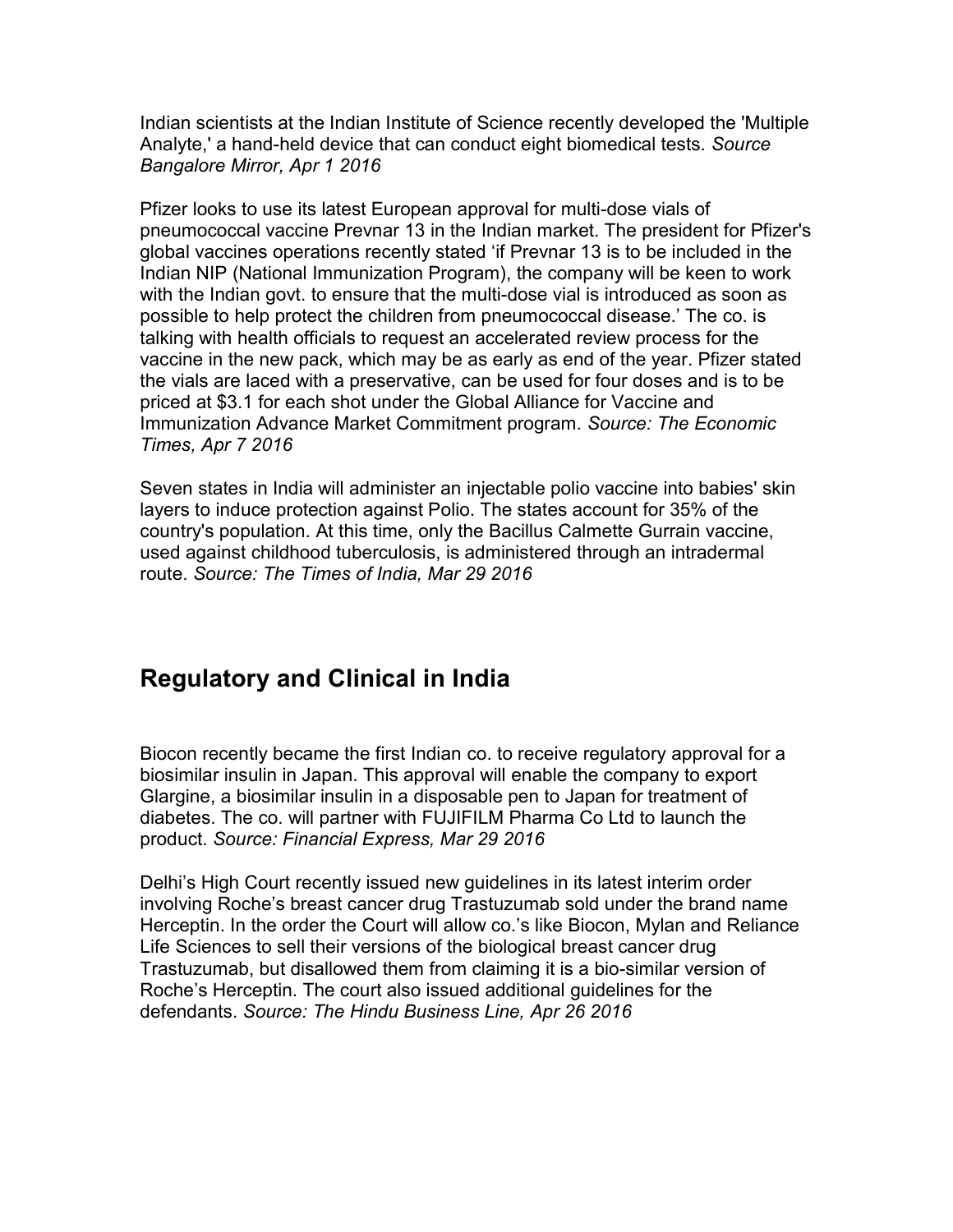Indian scientists at the Indian Institute of Science recently developed the 'Multiple Analyte,' a hand-held device that can conduct eight biomedical tests. *Source Bangalore Mirror, Apr 1 2016*

Pfizer looks to use its latest European approval for multi-dose vials of pneumococcal vaccine Prevnar 13 in the Indian market. The president for Pfizer's global vaccines operations recently stated 'if Prevnar 13 is to be included in the Indian NIP (National Immunization Program), the company will be keen to work with the Indian govt. to ensure that the multi-dose vial is introduced as soon as possible to help protect the children from pneumococcal disease.' The co. is talking with health officials to request an accelerated review process for the vaccine in the new pack, which may be as early as end of the year. Pfizer stated the vials are laced with a preservative, can be used for four doses and is to be priced at $3.1 for each shot under the Global Alliance for Vaccine and Immunization Advance Market Commitment program. *Source: The Economic Times, Apr 7 2016*

Seven states in India will administer an injectable polio vaccine into babies' skin layers to induce protection against Polio. The states account for 35% of the country's population. At this time, only the Bacillus Calmette Gurrain vaccine, used against childhood tuberculosis, is administered through an intradermal route. *Source: The Times of India, Mar 29 2016*

## Regulatory and Clinical in India

Biocon recently became the first Indian co. to receive regulatory approval for a biosimilar insulin in Japan. This approval will enable the company to export Glargine, a biosimilar insulin in a disposable pen to Japan for treatment of diabetes. The co. will partner with FUJIFILM Pharma Co Ltd to launch the product. *Source: Financial Express, Mar 29 2016*

Delhi's High Court recently issued new guidelines in its latest interim order involving Roche's breast cancer drug Trastuzumab sold under the brand name Herceptin. In the order the Court will allow co.'s like Biocon, Mylan and Reliance Life Sciences to sell their versions of the biological breast cancer drug Trastuzumab, but disallowed them from claiming it is a bio-similar version of Roche's Herceptin. The court also issued additional guidelines for the defendants. *Source: The Hindu Business Line, Apr 26 2016*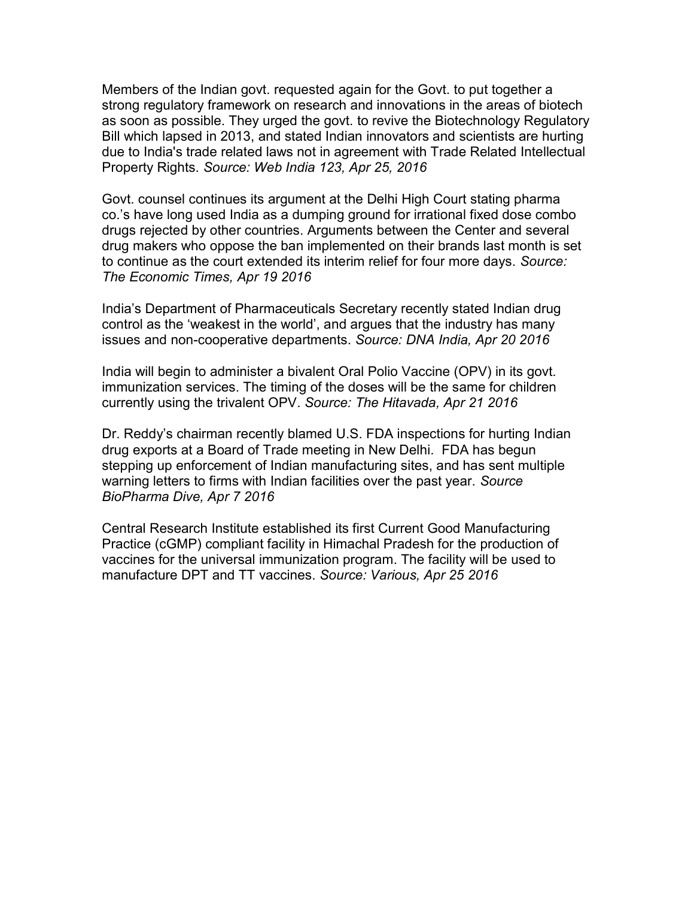Members of the Indian govt. requested again for the Govt. to put together a strong regulatory framework on research and innovations in the areas of biotech as soon as possible. They urged the govt. to revive the Biotechnology Regulatory Bill which lapsed in 2013, and stated Indian innovators and scientists are hurting due to India's trade related laws not in agreement with Trade Related Intellectual Property Rights. *Source: Web India 123, Apr 25, 2016*

Govt. counsel continues its argument at the Delhi High Court stating pharma co.'s have long used India as a dumping ground for irrational fixed dose combo drugs rejected by other countries. Arguments between the Center and several drug makers who oppose the ban implemented on their brands last month is set to continue as the court extended its interim relief for four more days. *Source: The Economic Times, Apr 19 2016*

India's Department of Pharmaceuticals Secretary recently stated Indian drug control as the 'weakest in the world', and argues that the industry has many issues and non-cooperative departments. *Source: DNA India, Apr 20 2016*

India will begin to administer a bivalent Oral Polio Vaccine (OPV) in its govt. immunization services. The timing of the doses will be the same for children currently using the trivalent OPV. *Source: The Hitavada, Apr 21 2016*

Dr. Reddy's chairman recently blamed U.S. FDA inspections for hurting Indian drug exports at a Board of Trade meeting in New Delhi. FDA has begun stepping up enforcement of Indian manufacturing sites, and has sent multiple warning letters to firms with Indian facilities over the past year. *Source BioPharma Dive, Apr 7 2016*

Central Research Institute established its first Current Good Manufacturing Practice (cGMP) compliant facility in Himachal Pradesh for the production of vaccines for the universal immunization program. The facility will be used to manufacture DPT and TT vaccines. *Source: Various, Apr 25 2016*